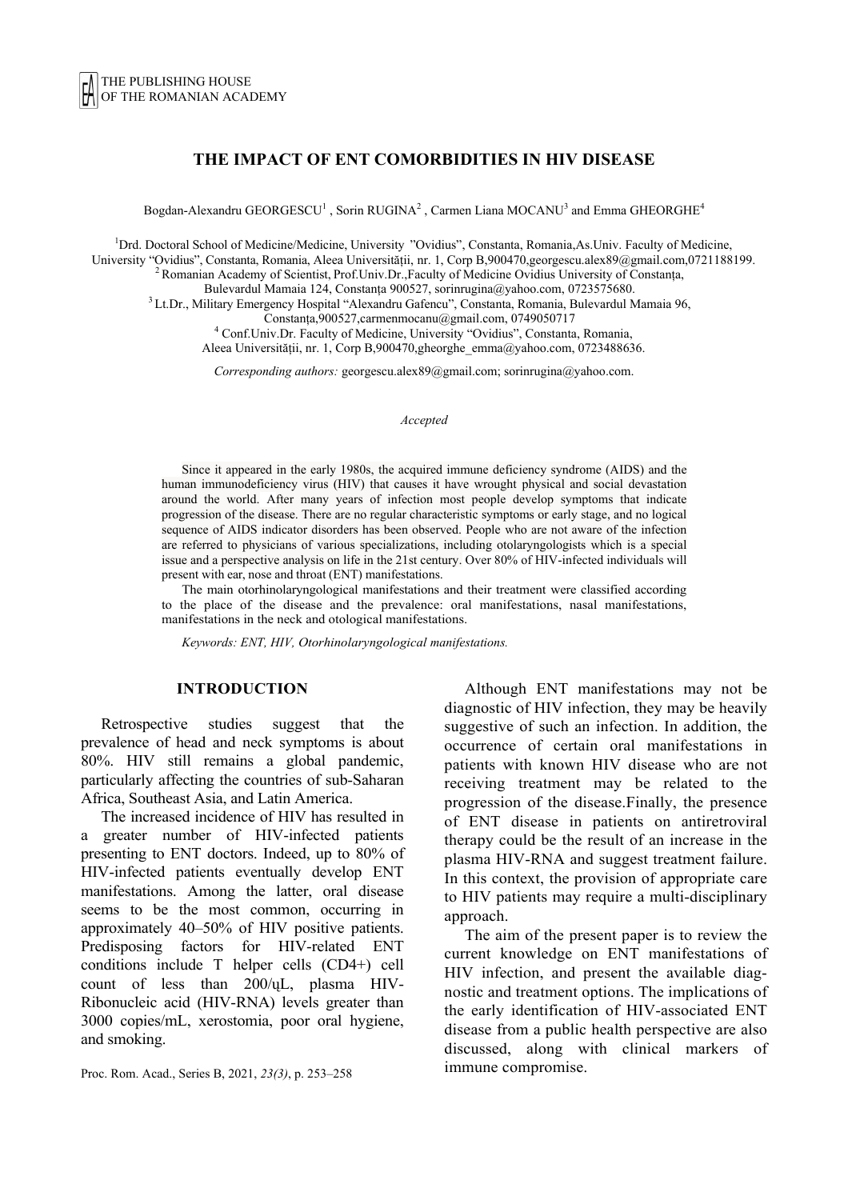# THE IMPACT OF ENT COMORBIDITIES IN HIV DISEASE

Bogdan-Alexandru GEORGESCU[1], Sorin RUGINA[2], Carmen Liana MOCANU[3] and Emma GHEORGHE[4]

[1]Drd. Doctoral School of Medicine/Medicine, University "Ovidius", Constanta, Romania,As.Univ. Faculty of Medicine, University "Ovidius", Constanta, Romania, Aleea Universității, nr. 1, Corp B,900470,georgescu.alex89@gmail.com,0721188199.
[2]Romanian Academy of Scientist, Prof.Univ.Dr.,Faculty of Medicine Ovidius University of Constanța, Bulevardul Mamaia 124, Constanța 900527, sorinrugina@yahoo.com, 0723575680.
[3]Lt.Dr., Military Emergency Hospital "Alexandru Gafencu", Constanta, Romania, Bulevardul Mamaia 96, Constanța,900527,carmenmocanu@gmail.com, 0749050717
[4]Conf.Univ.Dr. Faculty of Medicine, University "Ovidius", Constanta, Romania, Aleea Universității, nr. 1, Corp B,900470,gheorghe_emma@yahoo.com, 0723488636.

*Corresponding authors:* georgescu.alex89@gmail.com; sorinrugina@yahoo.com.

*Accepted*

Since it appeared in the early 1980s, the acquired immune deficiency syndrome (AIDS) and the human immunodeficiency virus (HIV) that causes it have wrought physical and social devastation around the world. After many years of infection most people develop symptoms that indicate progression of the disease. There are no regular characteristic symptoms or early stage, and no logical sequence of AIDS indicator disorders has been observed. People who are not aware of the infection are referred to physicians of various specializations, including otolaryngologists which is a special issue and a perspective analysis on life in the 21st century. Over 80% of HIV-infected individuals will present with ear, nose and throat (ENT) manifestations.

The main otorhinolaryngological manifestations and their treatment were classified according to the place of the disease and the prevalence: oral manifestations, nasal manifestations, manifestations in the neck and otological manifestations.

*Keywords: ENT, HIV, Otorhinolaryngological manifestations.*

## INTRODUCTION

Retrospective studies suggest that the prevalence of head and neck symptoms is about 80%. HIV still remains a global pandemic, particularly affecting the countries of sub-Saharan Africa, Southeast Asia, and Latin America.

The increased incidence of HIV has resulted in a greater number of HIV-infected patients presenting to ENT doctors. Indeed, up to 80% of HIV-infected patients eventually develop ENT manifestations. Among the latter, oral disease seems to be the most common, occurring in approximately 40–50% of HIV positive patients. Predisposing factors for HIV-related ENT conditions include T helper cells (CD4+) cell count of less than 200/ųL, plasma HIV-Ribonucleic acid (HIV-RNA) levels greater than 3000 copies/mL, xerostomia, poor oral hygiene, and smoking.

Although ENT manifestations may not be diagnostic of HIV infection, they may be heavily suggestive of such an infection. In addition, the occurrence of certain oral manifestations in patients with known HIV disease who are not receiving treatment may be related to the progression of the disease.Finally, the presence of ENT disease in patients on antiretroviral therapy could be the result of an increase in the plasma HIV-RNA and suggest treatment failure. In this context, the provision of appropriate care to HIV patients may require a multi-disciplinary approach.

The aim of the present paper is to review the current knowledge on ENT manifestations of HIV infection, and present the available diagnostic and treatment options. The implications of the early identification of HIV-associated ENT disease from a public health perspective are also discussed, along with clinical markers of immune compromise.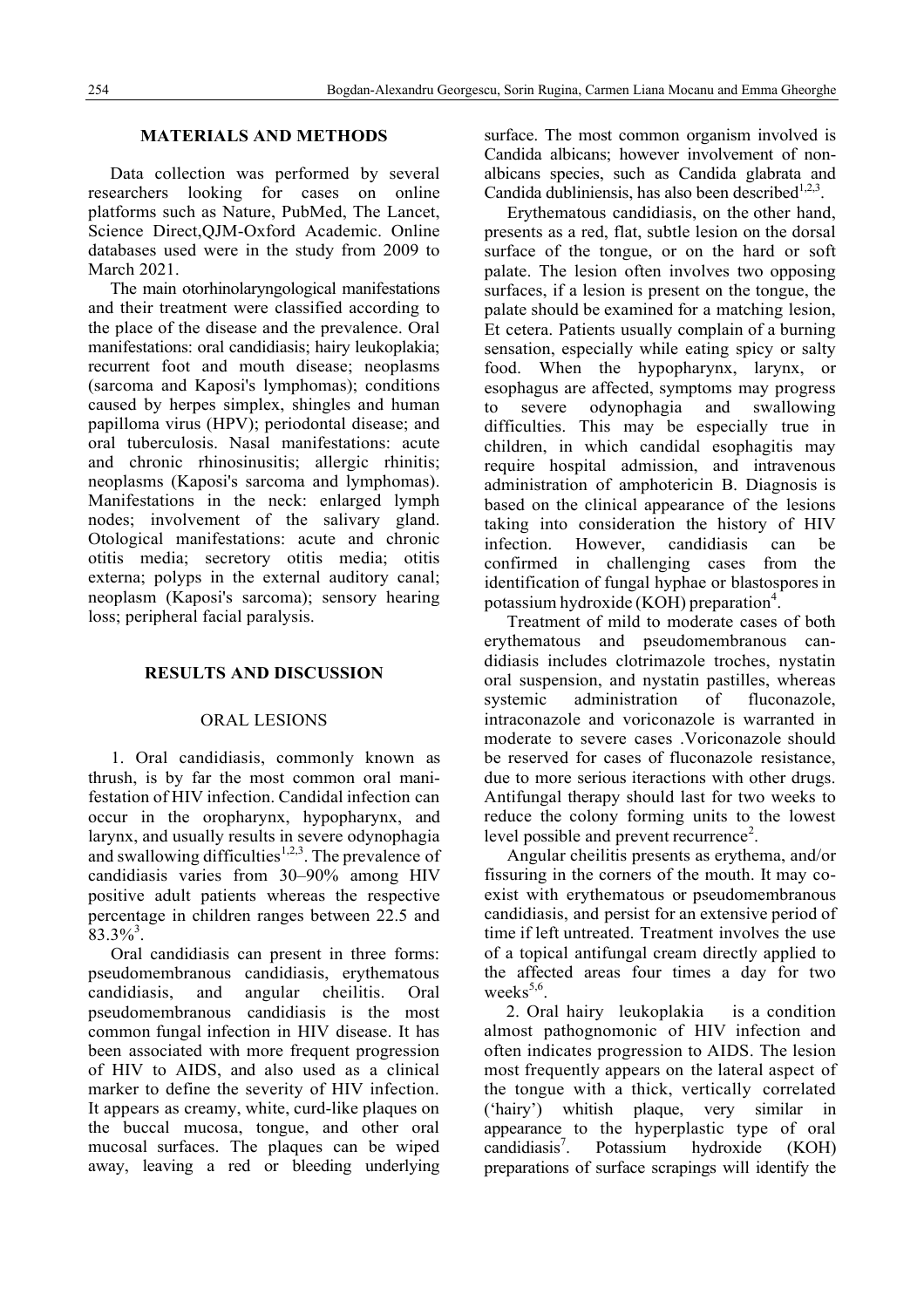## MATERIALS AND METHODS

Data collection was performed by several researchers looking for cases on online platforms such as Nature, PubMed, The Lancet, Science Direct,QJM-Oxford Academic. Online databases used were in the study from 2009 to March 2021.

The main otorhinolaryngological manifestations and their treatment were classified according to the place of the disease and the prevalence. Oral manifestations: oral candidiasis; hairy leukoplakia; recurrent foot and mouth disease; neoplasms (sarcoma and Kaposi's lymphomas); conditions caused by herpes simplex, shingles and human papilloma virus (HPV); periodontal disease; and oral tuberculosis. Nasal manifestations: acute and chronic rhinosinusitis; allergic rhinitis; neoplasms (Kaposi's sarcoma and lymphomas). Manifestations in the neck: enlarged lymph nodes; involvement of the salivary gland. Otological manifestations: acute and chronic otitis media; secretory otitis media; otitis externa; polyps in the external auditory canal; neoplasm (Kaposi's sarcoma); sensory hearing loss; peripheral facial paralysis.

## RESULTS AND DISCUSSION

### ORAL LESIONS

1. Oral candidiasis, commonly known as thrush, is by far the most common oral manifestation of HIV infection. Candidal infection can occur in the oropharynx, hypopharynx, and larynx, and usually results in severe odynophagia and swallowing difficulties[1,2,3]. The prevalence of candidiasis varies from 30–90% among HIV positive adult patients whereas the respective percentage in children ranges between 22.5 and 83.3%[3].

Oral candidiasis can present in three forms: pseudomembranous candidiasis, erythematous candidiasis, and angular cheilitis. Oral pseudomembranous candidiasis is the most common fungal infection in HIV disease. It has been associated with more frequent progression of HIV to AIDS, and also used as a clinical marker to define the severity of HIV infection. It appears as creamy, white, curd-like plaques on the buccal mucosa, tongue, and other oral mucosal surfaces. The plaques can be wiped away, leaving a red or bleeding underlying surface. The most common organism involved is Candida albicans; however involvement of non-albicans species, such as Candida glabrata and Candida dubliniensis, has also been described[1,2,3].

Erythematous candidiasis, on the other hand, presents as a red, flat, subtle lesion on the dorsal surface of the tongue, or on the hard or soft palate. The lesion often involves two opposing surfaces, if a lesion is present on the tongue, the palate should be examined for a matching lesion, Et cetera. Patients usually complain of a burning sensation, especially while eating spicy or salty food. When the hypopharynx, larynx, or esophagus are affected, symptoms may progress to severe odynophagia and swallowing difficulties. This may be especially true in children, in which candidal esophagitis may require hospital admission, and intravenous administration of amphotericin B. Diagnosis is based on the clinical appearance of the lesions taking into consideration the history of HIV infection. However, candidiasis can be confirmed in challenging cases from the identification of fungal hyphae or blastospores in potassium hydroxide (KOH) preparation[4].

Treatment of mild to moderate cases of both erythematous and pseudomembranous candidiasis includes clotrimazole troches, nystatin oral suspension, and nystatin pastilles, whereas systemic administration of fluconazole, intraconazole and voriconazole is warranted in moderate to severe cases .Voriconazole should be reserved for cases of fluconazole resistance, due to more serious iteractions with other drugs. Antifungal therapy should last for two weeks to reduce the colony forming units to the lowest level possible and prevent recurrence[2].

Angular cheilitis presents as erythema, and/or fissuring in the corners of the mouth. It may co-exist with erythematous or pseudomembranous candidiasis, and persist for an extensive period of time if left untreated. Treatment involves the use of a topical antifungal cream directly applied to the affected areas four times a day for two weeks[5,6].

2. Oral hairy leukoplakia is a condition almost pathognomonic of HIV infection and often indicates progression to AIDS. The lesion most frequently appears on the lateral aspect of the tongue with a thick, vertically correlated ('hairy') whitish plaque, very similar in appearance to the hyperplastic type of oral candidiasis[7]. Potassium hydroxide (KOH) preparations of surface scrapings will identify the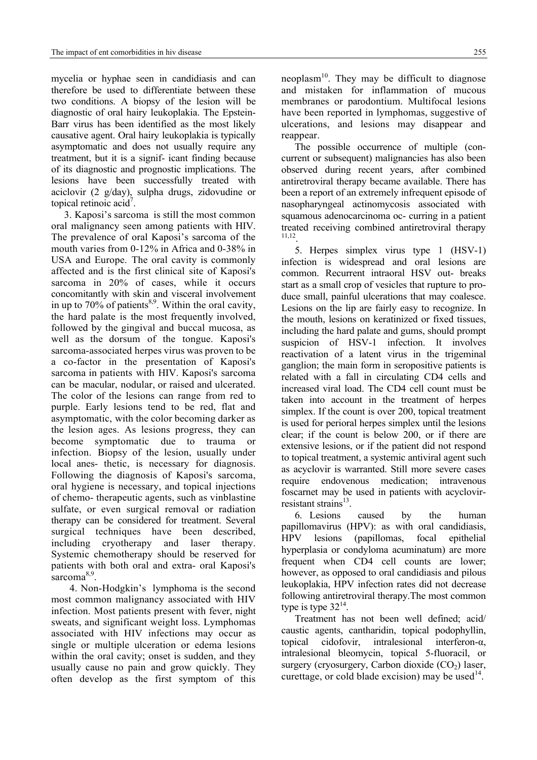mycelia or hyphae seen in candidiasis and can therefore be used to differentiate between these two conditions. A biopsy of the lesion will be diagnostic of oral hairy leukoplakia. The Epstein-Barr virus has been identified as the most likely causative agent. Oral hairy leukoplakia is typically asymptomatic and does not usually require any treatment, but it is a signif- icant finding because of its diagnostic and prognostic implications. The lesions have been successfully treated with aciclovir (2 g/day), sulpha drugs, zidovudine or topical retinoic acid[7].

3. Kaposi's sarcoma is still the most common oral malignancy seen among patients with HIV. The prevalence of oral Kaposi's sarcoma of the mouth varies from 0-12% in Africa and 0-38% in USA and Europe. The oral cavity is commonly affected and is the first clinical site of Kaposi's sarcoma in 20% of cases, while it occurs concomitantly with skin and visceral involvement in up to 70% of patients[8,9]. Within the oral cavity, the hard palate is the most frequently involved, followed by the gingival and buccal mucosa, as well as the dorsum of the tongue. Kaposi's sarcoma-associated herpes virus was proven to be a co-factor in the presentation of Kaposi's sarcoma in patients with HIV. Kaposi's sarcoma can be macular, nodular, or raised and ulcerated. The color of the lesions can range from red to purple. Early lesions tend to be red, flat and asymptomatic, with the color becoming darker as the lesion ages. As lesions progress, they can become symptomatic due to trauma or infection. Biopsy of the lesion, usually under local anes- thetic, is necessary for diagnosis. Following the diagnosis of Kaposi's sarcoma, oral hygiene is necessary, and topical injections of chemo- therapeutic agents, such as vinblastine sulfate, or even surgical removal or radiation therapy can be considered for treatment. Several surgical techniques have been described, including cryotherapy and laser therapy. Systemic chemotherapy should be reserved for patients with both oral and extra- oral Kaposi's sarcoma[8,9].

4. Non-Hodgkin's lymphoma is the second most common malignancy associated with HIV infection. Most patients present with fever, night sweats, and significant weight loss. Lymphomas associated with HIV infections may occur as single or multiple ulceration or edema lesions within the oral cavity; onset is sudden, and they usually cause no pain and grow quickly. They often develop as the first symptom of this neoplasm[10]. They may be difficult to diagnose and mistaken for inflammation of mucous membranes or parodontium. Multifocal lesions have been reported in lymphomas, suggestive of ulcerations, and lesions may disappear and reappear.

The possible occurrence of multiple (con- current or subsequent) malignancies has also been observed during recent years, after combined antiretroviral therapy became available. There has been a report of an extremely infrequent episode of nasopharyngeal actinomycosis associated with squamous adenocarcinoma oc- curring in a patient treated receiving combined antiretroviral therapy [11,12].

5. Herpes simplex virus type 1 (HSV-1) infection is widespread and oral lesions are common. Recurrent intraoral HSV out- breaks start as a small crop of vesicles that rupture to pro- duce small, painful ulcerations that may coalesce. Lesions on the lip are fairly easy to recognize. In the mouth, lesions on keratinized or fixed tissues, including the hard palate and gums, should prompt suspicion of HSV-1 infection. It involves reactivation of a latent virus in the trigeminal ganglion; the main form in seropositive patients is related with a fall in circulating CD4 cells and increased viral load. The CD4 cell count must be taken into account in the treatment of herpes simplex. If the count is over 200, topical treatment is used for perioral herpes simplex until the lesions clear; if the count is below 200, or if there are extensive lesions, or if the patient did not respond to topical treatment, a systemic antiviral agent such as acyclovir is warranted. Still more severe cases require endovenous medication; intravenous foscarnet may be used in patients with acyclovir-resistant strains[13].

6. Lesions caused by the human papillomavirus (HPV): as with oral candidiasis, HPV lesions (papillomas, focal epithelial hyperplasia or condyloma acuminatum) are more frequent when CD4 cell counts are lower; however, as opposed to oral candidiasis and pilous leukoplakia, HPV infection rates did not decrease following antiretroviral therapy.The most common type is type 32[14].

Treatment has not been well defined; acid/ caustic agents, cantharidin, topical podophyllin, topical cidofovir, intralesional interferon-α, intralesional bleomycin, topical 5-fluoracil, or surgery (cryosurgery, Carbon dioxide ($CO_2$) laser, curettage, or cold blade excision) may be used[14].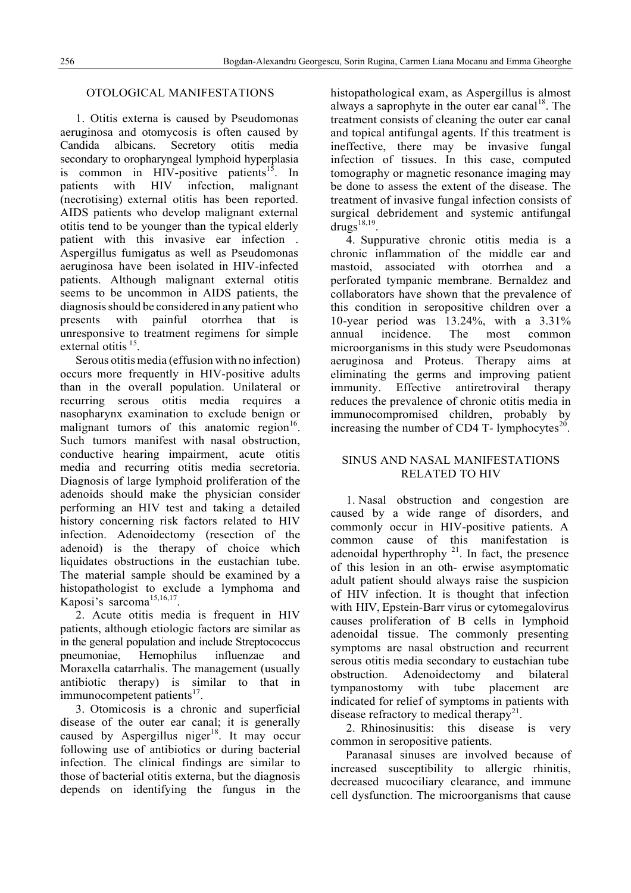## OTOLOGICAL MANIFESTATIONS

1. Otitis externa is caused by Pseudomonas aeruginosa and otomycosis is often caused by Candida albicans. Secretory otitis media secondary to oropharyngeal lymphoid hyperplasia is common in HIV-positive patients[15]. In patients with HIV infection, malignant (necrotising) external otitis has been reported. AIDS patients who develop malignant external otitis tend to be younger than the typical elderly patient with this invasive ear infection . Aspergillus fumigatus as well as Pseudomonas aeruginosa have been isolated in HIV-infected patients. Although malignant external otitis seems to be uncommon in AIDS patients, the diagnosis should be considered in any patient who presents with painful otorrhea that is unresponsive to treatment regimens for simple external otitis [15].

Serous otitis media (effusion with no infection) occurs more frequently in HIV-positive adults than in the overall population. Unilateral or recurring serous otitis media requires a nasopharynx examination to exclude benign or malignant tumors of this anatomic region[16]. Such tumors manifest with nasal obstruction, conductive hearing impairment, acute otitis media and recurring otitis media secretoria. Diagnosis of large lymphoid proliferation of the adenoids should make the physician consider performing an HIV test and taking a detailed history concerning risk factors related to HIV infection. Adenoidectomy (resection of the adenoid) is the therapy of choice which liquidates obstructions in the eustachian tube. The material sample should be examined by a histopathologist to exclude a lymphoma and Kaposi's sarcoma[15,16,17].

2. Acute otitis media is frequent in HIV patients, although etiologic factors are similar as in the general population and include Streptococcus pneumoniae, Hemophilus influenzae and Moraxella catarrhalis. The management (usually antibiotic therapy) is similar to that in immunocompetent patients[17].

3. Otomicosis is a chronic and superficial disease of the outer ear canal; it is generally caused by Aspergillus niger[18]. It may occur following use of antibiotics or during bacterial infection. The clinical findings are similar to those of bacterial otitis externa, but the diagnosis depends on identifying the fungus in the histopathological exam, as Aspergillus is almost always a saprophyte in the outer ear canal[18]. The treatment consists of cleaning the outer ear canal and topical antifungal agents. If this treatment is ineffective, there may be invasive fungal infection of tissues. In this case, computed tomography or magnetic resonance imaging may be done to assess the extent of the disease. The treatment of invasive fungal infection consists of surgical debridement and systemic antifungal drugs[18,19].

4. Suppurative chronic otitis media is a chronic inflammation of the middle ear and mastoid, associated with otorrhea and a perforated tympanic membrane. Bernaldez and collaborators have shown that the prevalence of this condition in seropositive children over a 10-year period was 13.24%, with a 3.31% annual incidence. The most common microorganisms in this study were Pseudomonas aeruginosa and Proteus. Therapy aims at eliminating the germs and improving patient immunity. Effective antiretroviral therapy reduces the prevalence of chronic otitis media in immunocompromised children, probably by increasing the number of CD4 T- lymphocytes[20].

## SINUS AND NASAL MANIFESTATIONS RELATED TO HIV

1. Nasal obstruction and congestion are caused by a wide range of disorders, and commonly occur in HIV-positive patients. A common cause of this manifestation is adenoidal hyperthrophy [21]. In fact, the presence of this lesion in an oth- erwise asymptomatic adult patient should always raise the suspicion of HIV infection. It is thought that infection with HIV, Epstein-Barr virus or cytomegalovirus causes proliferation of B cells in lymphoid adenoidal tissue. The commonly presenting symptoms are nasal obstruction and recurrent serous otitis media secondary to eustachian tube obstruction. Adenoidectomy and bilateral tympanostomy with tube placement are indicated for relief of symptoms in patients with disease refractory to medical therapy[21].

2. Rhinosinusitis: this disease is very common in seropositive patients.

Paranasal sinuses are involved because of increased susceptibility to allergic rhinitis, decreased mucociliary clearance, and immune cell dysfunction. The microorganisms that cause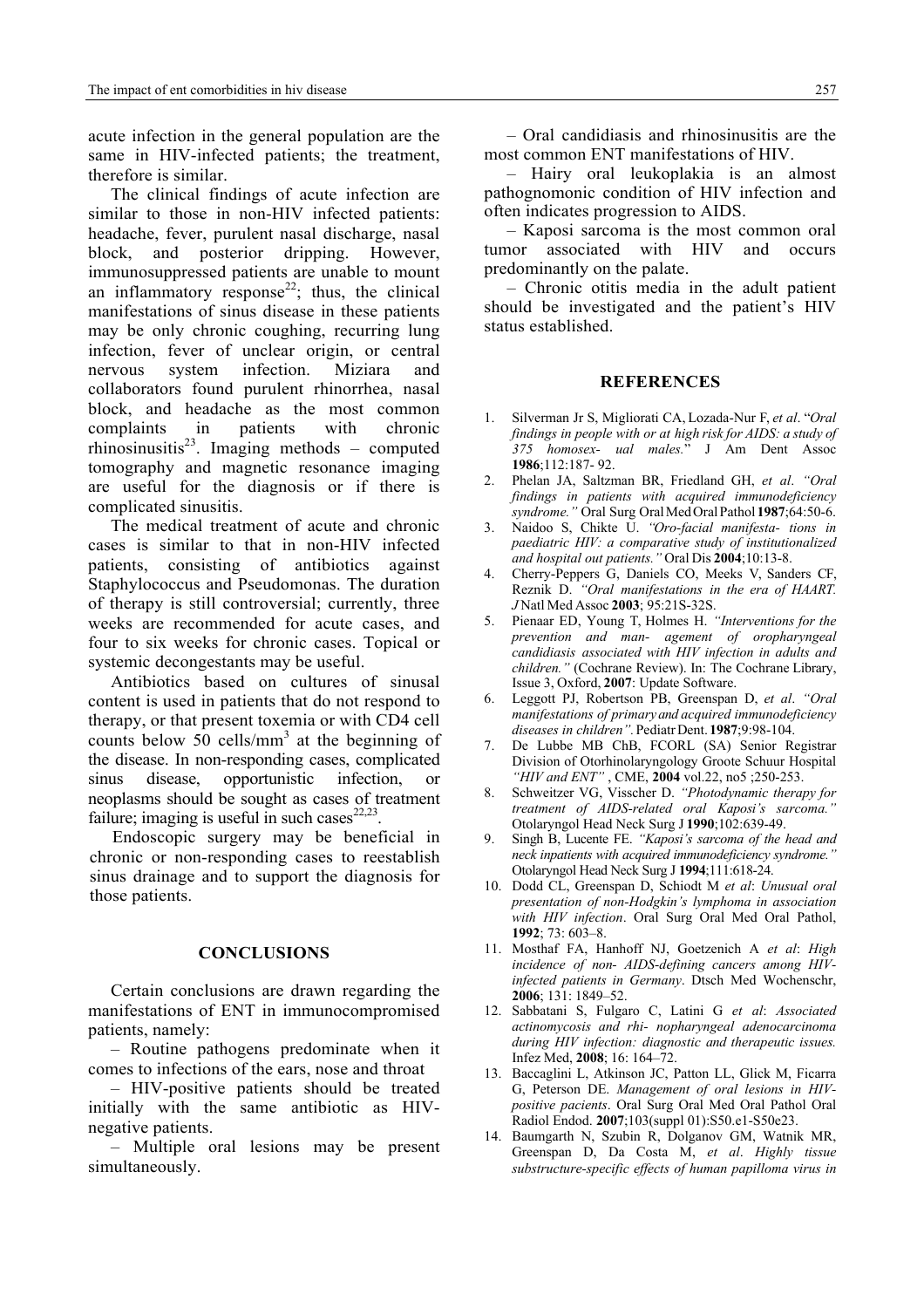acute infection in the general population are the same in HIV-infected patients; the treatment, therefore is similar.

The clinical findings of acute infection are similar to those in non-HIV infected patients: headache, fever, purulent nasal discharge, nasal block, and posterior dripping. However, immunosuppressed patients are unable to mount an inflammatory response[22]; thus, the clinical manifestations of sinus disease in these patients may be only chronic coughing, recurring lung infection, fever of unclear origin, or central nervous system infection. Miziara and collaborators found purulent rhinorrhea, nasal block, and headache as the most common complaints in patients with chronic rhinosinusitis[23]. Imaging methods – computed tomography and magnetic resonance imaging are useful for the diagnosis or if there is complicated sinusitis.

The medical treatment of acute and chronic cases is similar to that in non-HIV infected patients, consisting of antibiotics against Staphylococcus and Pseudomonas. The duration of therapy is still controversial; currently, three weeks are recommended for acute cases, and four to six weeks for chronic cases. Topical or systemic decongestants may be useful.

Antibiotics based on cultures of sinusal content is used in patients that do not respond to therapy, or that present toxemia or with CD4 cell counts below 50 cells/$mm^3$ at the beginning of the disease. In non-responding cases, complicated sinus disease, opportunistic infection, or neoplasms should be sought as cases of treatment failure; imaging is useful in such cases[22,23].

Endoscopic surgery may be beneficial in chronic or non-responding cases to reestablish sinus drainage and to support the diagnosis for those patients.

## CONCLUSIONS

Certain conclusions are drawn regarding the manifestations of ENT in immunocompromised patients, namely:

– Routine pathogens predominate when it comes to infections of the ears, nose and throat

– HIV-positive patients should be treated initially with the same antibiotic as HIV-negative patients.

– Multiple oral lesions may be present simultaneously.

– Oral candidiasis and rhinosinusitis are the most common ENT manifestations of HIV.

– Hairy oral leukoplakia is an almost pathognomonic condition of HIV infection and often indicates progression to AIDS.

– Kaposi sarcoma is the most common oral tumor associated with HIV and occurs predominantly on the palate.

– Chronic otitis media in the adult patient should be investigated and the patient's HIV status established.

## REFERENCES

1. Silverman Jr S, Migliorati CA, Lozada-Nur F, *et al*. "*Oral findings in people with or at high risk for AIDS: a study of 375 homosex- ual males.*" J Am Dent Assoc **1986**;112:187- 92.
2. Phelan JA, Saltzman BR, Friedland GH, *et al*. *"Oral findings in patients with acquired immunodeficiency syndrome."* Oral Surg Oral Med Oral Pathol **1987**;64:50-6.
3. Naidoo S, Chikte U. *"Oro-facial manifesta- tions in paediatric HIV: a comparative study of institutionalized and hospital out patients."* Oral Dis **2004**;10:13-8.
4. Cherry-Peppers G, Daniels CO, Meeks V, Sanders CF, Reznik D. *"Oral manifestations in the era of HAART. J* Natl Med Assoc **2003**; 95:21S-32S.
5. Pienaar ED, Young T, Holmes H. *"Interventions for the prevention and man- agement of oropharyngeal candidiasis associated with HIV infection in adults and children."* (Cochrane Review). In: The Cochrane Library, Issue 3, Oxford, **2007**: Update Software.
6. Leggott PJ, Robertson PB, Greenspan D, *et al*. *"Oral manifestations of primary and acquired immunodeficiency diseases in children"*. Pediatr Dent. **1987**;9:98-104.
7. De Lubbe MB ChB, FCORL (SA) Senior Registrar Division of Otorhinolaryngology Groote Schuur Hospital *"HIV and ENT"* , CME, **2004** vol.22, no5 ;250-253.
8. Schweitzer VG, Visscher D. *"Photodynamic therapy for treatment of AIDS-related oral Kaposi's sarcoma."* Otolaryngol Head Neck Surg J **1990**;102:639-49.
9. Singh B, Lucente FE. *"Kaposi's sarcoma of the head and neck inpatients with acquired immunodeficiency syndrome."* Otolaryngol Head Neck Surg J **1994**;111:618-24.
10. Dodd CL, Greenspan D, Schiodt M *et al*: *Unusual oral presentation of non-Hodgkin's lymphoma in association with HIV infection*. Oral Surg Oral Med Oral Pathol, **1992**; 73: 603–8.
11. Mosthaf FA, Hanhoff NJ, Goetzenich A *et al*: *High incidence of non- AIDS-defining cancers among HIV-infected patients in Germany*. Dtsch Med Wochenschr, **2006**; 131: 1849–52.
12. Sabbatani S, Fulgaro C, Latini G *et al*: *Associated actinomycosis and rhi- nopharyngeal adenocarcinoma during HIV infection: diagnostic and therapeutic issues.* Infez Med, **2008**; 16: 164–72.
13. Baccaglini L, Atkinson JC, Patton LL, Glick M, Ficarra G, Peterson DE. *Management of oral lesions in HIV-positive pacients*. Oral Surg Oral Med Oral Pathol Oral Radiol Endod. **2007**;103(suppl 01):S50.e1-S50e23.
14. Baumgarth N, Szubin R, Dolganov GM, Watnik MR, Greenspan D, Da Costa M, *et al*. *Highly tissue substructure-specific effects of human papilloma virus in*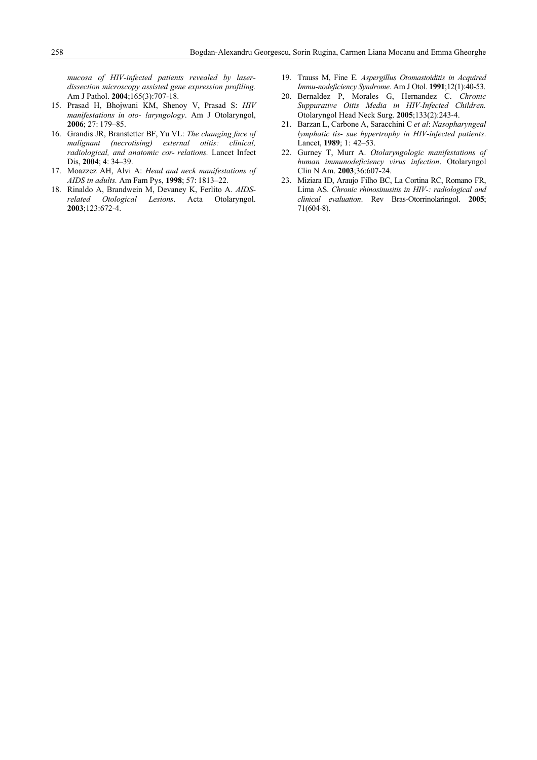*mucosa of HIV-infected patients revealed by laser-dissection microscopy assisted gene expression profiling.* Am J Pathol. **2004**;165(3):707-18.

15. Prasad H, Bhojwani KM, Shenoy V, Prasad S: *HIV manifestations in oto- laryngology*. Am J Otolaryngol, **2006**; 27: 179–85.
16. Grandis JR, Branstetter BF, Yu VL: *The changing face of malignant (necrotising) external otitis: clinical, radiological, and anatomic cor- relations.* Lancet Infect Dis, **2004**; 4: 34–39.
17. Moazzez AH, Alvi A: *Head and neck manifestations of AIDS in adults.* Am Fam Pys, **1998**; 57: 1813–22.
18. Rinaldo A, Brandwein M, Devaney K, Ferlito A. *AIDS-related Otological Lesions*. Acta Otolaryngol. **2003**;123:672-4.
19. Trauss M, Fine E. *Aspergillus Otomastoiditis in Acquired Immu-nodeficiency Syndrome*. Am J Otol. **1991**;12(1):40-53.
20. Bernaldez P, Morales G, Hernandez C. *Chronic Suppurative Oitis Media in HIV-Infected Children.* Otolaryngol Head Neck Surg. **2005**;133(2):243-4.
21. Barzan L, Carbone A, Saracchini C *et al*: *Nasopharyngeal lymphatic tis- sue hypertrophy in HIV-infected patients*. Lancet, **1989**; 1: 42–53.
22. Gurney T, Murr A. *Otolaryngologic manifestations of human immunodeficiency virus infection*. Otolaryngol Clin N Am. **2003**;36:607-24.
23. Miziara ID, Araujo Filho BC, La Cortina RC, Romano FR, Lima AS. *Chronic rhinosinusitis in HIV-: radiological and clinical evaluation*. Rev Bras-Otorrinolaringol. **2005**; 71(604-8).